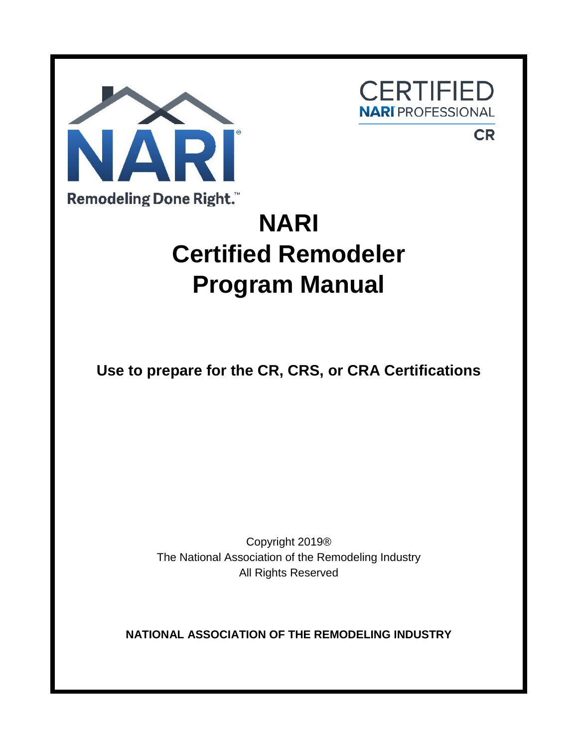NARI

Remodeling Done Right.™

CERTIFIED
NARI PROFESSIONAL
CR

# NARI
# Certified Remodeler
# Program Manual

**Use to prepare for the CR, CRS, or CRA Certifications**

Copyright 2019®
The National Association of the Remodeling Industry
All Rights Reserved

**NATIONAL ASSOCIATION OF THE REMODELING INDUSTRY**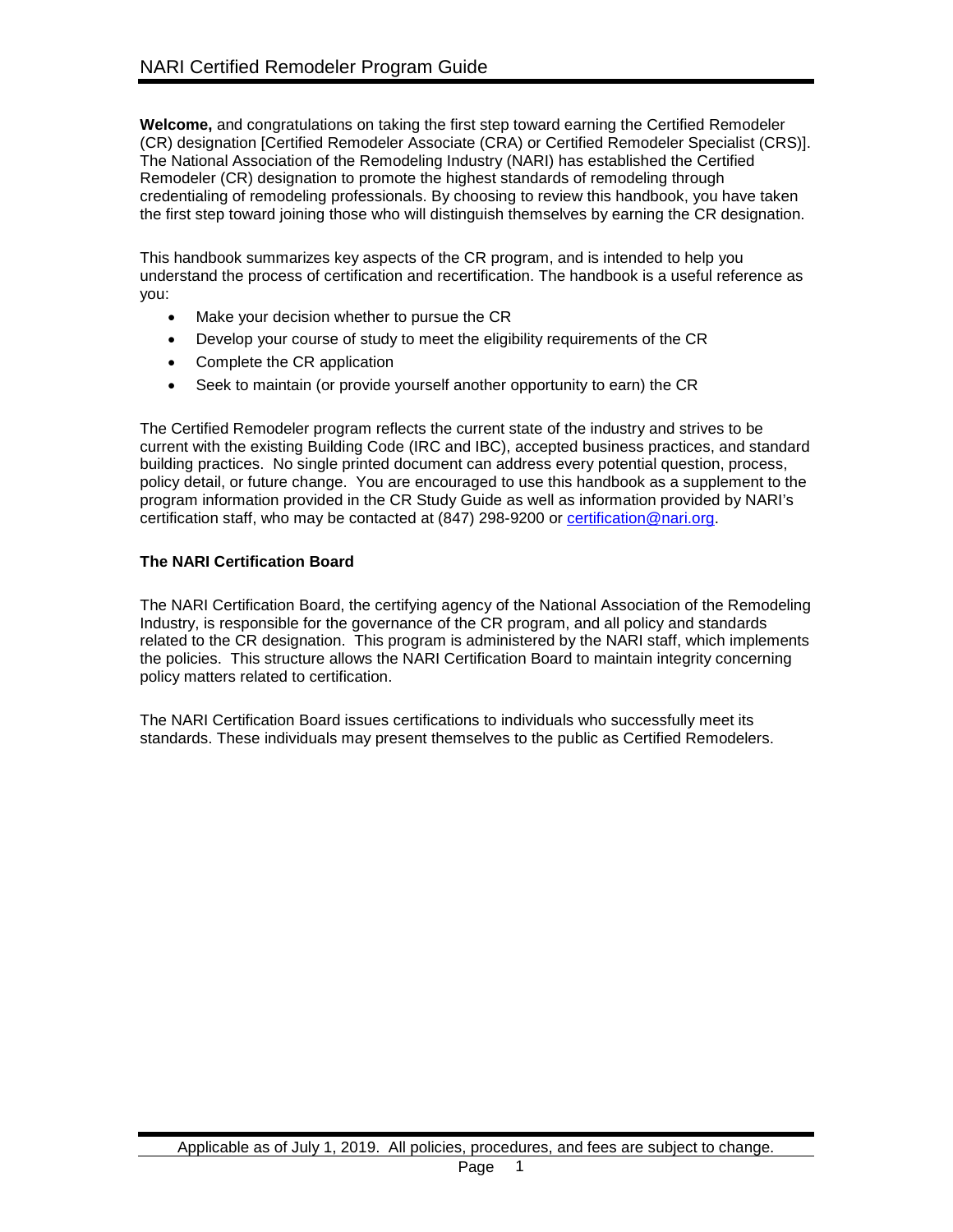**Welcome,** and congratulations on taking the first step toward earning the Certified Remodeler (CR) designation [Certified Remodeler Associate (CRA) or Certified Remodeler Specialist (CRS)]. The National Association of the Remodeling Industry (NARI) has established the Certified Remodeler (CR) designation to promote the highest standards of remodeling through credentialing of remodeling professionals. By choosing to review this handbook, you have taken the first step toward joining those who will distinguish themselves by earning the CR designation.

This handbook summarizes key aspects of the CR program, and is intended to help you understand the process of certification and recertification. The handbook is a useful reference as you:

- Make your decision whether to pursue the CR
- Develop your course of study to meet the eligibility requirements of the CR
- Complete the CR application
- Seek to maintain (or provide yourself another opportunity to earn) the CR

The Certified Remodeler program reflects the current state of the industry and strives to be current with the existing Building Code (IRC and IBC), accepted business practices, and standard building practices. No single printed document can address every potential question, process, policy detail, or future change. You are encouraged to use this handbook as a supplement to the program information provided in the CR Study Guide as well as information provided by NARI's certification staff, who may be contacted at (847) 298-9200 or certification@nari.org.

### The NARI Certification Board

The NARI Certification Board, the certifying agency of the National Association of the Remodeling Industry, is responsible for the governance of the CR program, and all policy and standards related to the CR designation. This program is administered by the NARI staff, which implements the policies. This structure allows the NARI Certification Board to maintain integrity concerning policy matters related to certification.

The NARI Certification Board issues certifications to individuals who successfully meet its standards. These individuals may present themselves to the public as Certified Remodelers.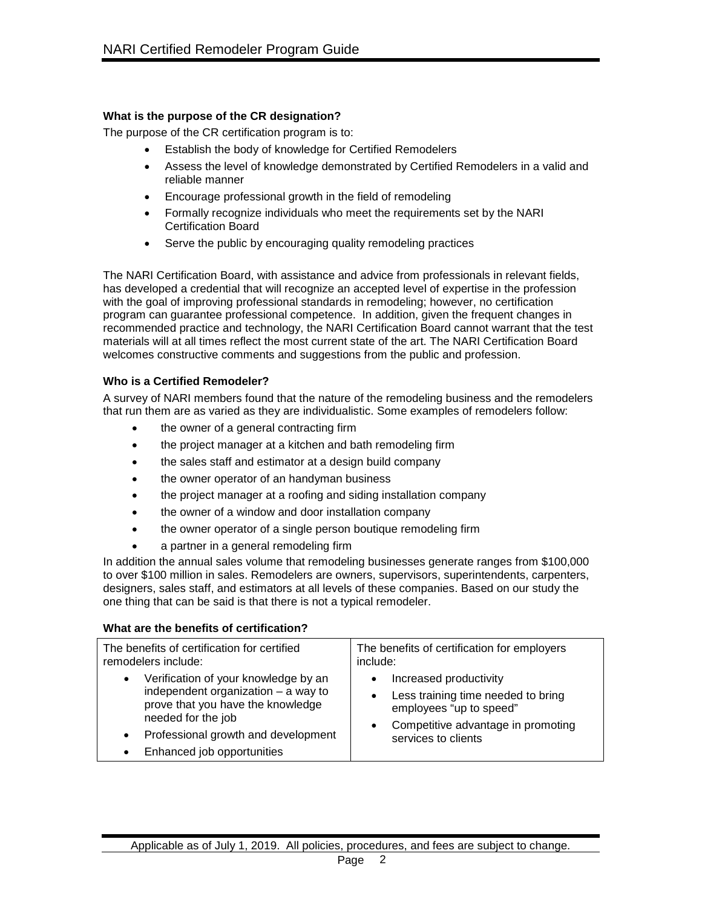### What is the purpose of the CR designation?

The purpose of the CR certification program is to:

- Establish the body of knowledge for Certified Remodelers
- Assess the level of knowledge demonstrated by Certified Remodelers in a valid and reliable manner
- Encourage professional growth in the field of remodeling
- Formally recognize individuals who meet the requirements set by the NARI Certification Board
- Serve the public by encouraging quality remodeling practices

The NARI Certification Board, with assistance and advice from professionals in relevant fields, has developed a credential that will recognize an accepted level of expertise in the profession with the goal of improving professional standards in remodeling; however, no certification program can guarantee professional competence. In addition, given the frequent changes in recommended practice and technology, the NARI Certification Board cannot warrant that the test materials will at all times reflect the most current state of the art. The NARI Certification Board welcomes constructive comments and suggestions from the public and profession.

### Who is a Certified Remodeler?

A survey of NARI members found that the nature of the remodeling business and the remodelers that run them are as varied as they are individualistic. Some examples of remodelers follow:

- the owner of a general contracting firm
- the project manager at a kitchen and bath remodeling firm
- the sales staff and estimator at a design build company
- the owner operator of an handyman business
- the project manager at a roofing and siding installation company
- the owner of a window and door installation company
- the owner operator of a single person boutique remodeling firm
- a partner in a general remodeling firm

In addition the annual sales volume that remodeling businesses generate ranges from $100,000 to over $100 million in sales. Remodelers are owners, supervisors, superintendents, carpenters, designers, sales staff, and estimators at all levels of these companies. Based on our study the one thing that can be said is that there is not a typical remodeler.

### What are the benefits of certification?

| The benefits of certification for certified remodelers include: | The benefits of certification for employers include: |
| --- | --- |
| • Verification of your knowledge by an independent organization – a way to prove that you have the knowledge needed for the job<br>• Professional growth and development<br>• Enhanced job opportunities | • Increased productivity<br>• Less training time needed to bring employees "up to speed"<br>• Competitive advantage in promoting services to clients |

Applicable as of July 1, 2019. All policies, procedures, and fees are subject to change.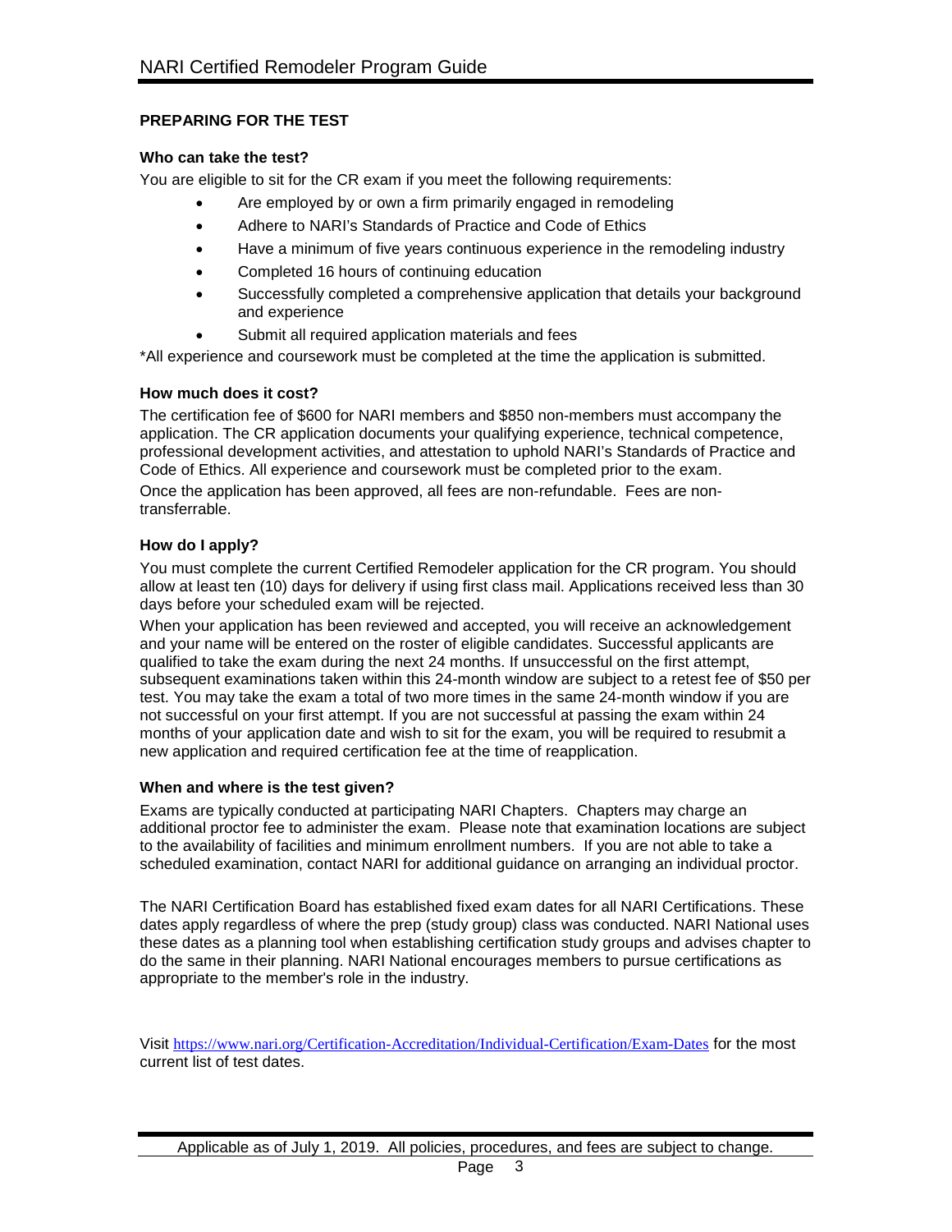## PREPARING FOR THE TEST

### Who can take the test?

You are eligible to sit for the CR exam if you meet the following requirements:

- Are employed by or own a firm primarily engaged in remodeling
- Adhere to NARI's Standards of Practice and Code of Ethics
- Have a minimum of five years continuous experience in the remodeling industry
- Completed 16 hours of continuing education
- Successfully completed a comprehensive application that details your background and experience
- Submit all required application materials and fees

*All experience and coursework must be completed at the time the application is submitted.

### How much does it cost?

The certification fee of $600 for NARI members and $850 non-members must accompany the application. The CR application documents your qualifying experience, technical competence, professional development activities, and attestation to uphold NARI's Standards of Practice and Code of Ethics. All experience and coursework must be completed prior to the exam.

Once the application has been approved, all fees are non-refundable. Fees are non-transferrable.

### How do I apply?

You must complete the current Certified Remodeler application for the CR program. You should allow at least ten (10) days for delivery if using first class mail. Applications received less than 30 days before your scheduled exam will be rejected.

When your application has been reviewed and accepted, you will receive an acknowledgement and your name will be entered on the roster of eligible candidates. Successful applicants are qualified to take the exam during the next 24 months. If unsuccessful on the first attempt, subsequent examinations taken within this 24-month window are subject to a retest fee of $50 per test. You may take the exam a total of two more times in the same 24-month window if you are not successful on your first attempt. If you are not successful at passing the exam within 24 months of your application date and wish to sit for the exam, you will be required to resubmit a new application and required certification fee at the time of reapplication.

### When and where is the test given?

Exams are typically conducted at participating NARI Chapters. Chapters may charge an additional proctor fee to administer the exam. Please note that examination locations are subject to the availability of facilities and minimum enrollment numbers. If you are not able to take a scheduled examination, contact NARI for additional guidance on arranging an individual proctor.

The NARI Certification Board has established fixed exam dates for all NARI Certifications. These dates apply regardless of where the prep (study group) class was conducted. NARI National uses these dates as a planning tool when establishing certification study groups and advises chapter to do the same in their planning. NARI National encourages members to pursue certifications as appropriate to the member's role in the industry.

Visit https://www.nari.org/Certification-Accreditation/Individual-Certification/Exam-Dates for the most current list of test dates.

Applicable as of July 1, 2019. All policies, procedures, and fees are subject to change.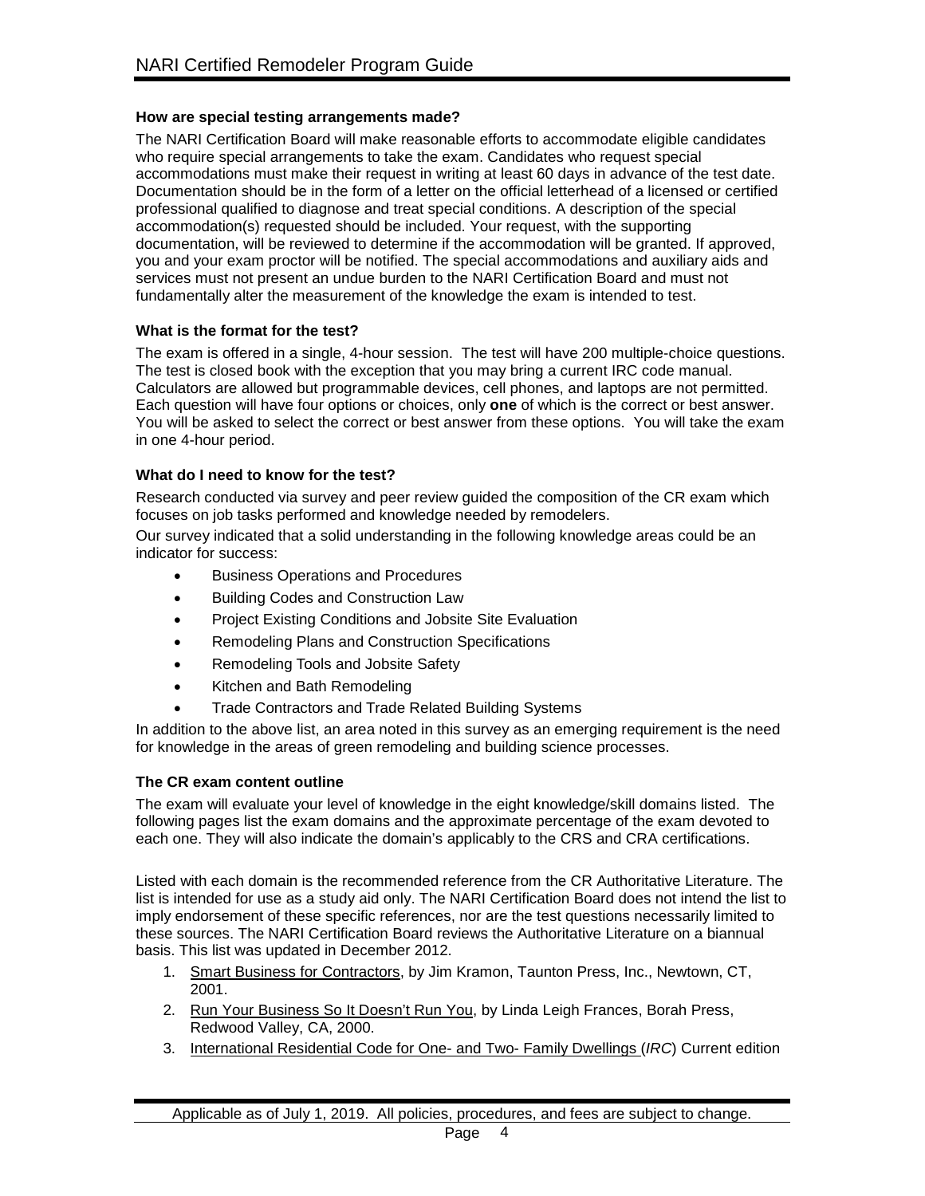### How are special testing arrangements made?

The NARI Certification Board will make reasonable efforts to accommodate eligible candidates who require special arrangements to take the exam. Candidates who request special accommodations must make their request in writing at least 60 days in advance of the test date. Documentation should be in the form of a letter on the official letterhead of a licensed or certified professional qualified to diagnose and treat special conditions. A description of the special accommodation(s) requested should be included. Your request, with the supporting documentation, will be reviewed to determine if the accommodation will be granted. If approved, you and your exam proctor will be notified. The special accommodations and auxiliary aids and services must not present an undue burden to the NARI Certification Board and must not fundamentally alter the measurement of the knowledge the exam is intended to test.

### What is the format for the test?

The exam is offered in a single, 4-hour session. The test will have 200 multiple-choice questions. The test is closed book with the exception that you may bring a current IRC code manual. Calculators are allowed but programmable devices, cell phones, and laptops are not permitted. Each question will have four options or choices, only **one** of which is the correct or best answer. You will be asked to select the correct or best answer from these options. You will take the exam in one 4-hour period.

### What do I need to know for the test?

Research conducted via survey and peer review guided the composition of the CR exam which focuses on job tasks performed and knowledge needed by remodelers.

Our survey indicated that a solid understanding in the following knowledge areas could be an indicator for success:

- Business Operations and Procedures
- Building Codes and Construction Law
- Project Existing Conditions and Jobsite Site Evaluation
- Remodeling Plans and Construction Specifications
- Remodeling Tools and Jobsite Safety
- Kitchen and Bath Remodeling
- Trade Contractors and Trade Related Building Systems

In addition to the above list, an area noted in this survey as an emerging requirement is the need for knowledge in the areas of green remodeling and building science processes.

### The CR exam content outline

The exam will evaluate your level of knowledge in the eight knowledge/skill domains listed. The following pages list the exam domains and the approximate percentage of the exam devoted to each one. They will also indicate the domain's applicably to the CRS and CRA certifications.

Listed with each domain is the recommended reference from the CR Authoritative Literature. The list is intended for use as a study aid only. The NARI Certification Board does not intend the list to imply endorsement of these specific references, nor are the test questions necessarily limited to these sources. The NARI Certification Board reviews the Authoritative Literature on a biannual basis. This list was updated in December 2012.

1. Smart Business for Contractors, by Jim Kramon, Taunton Press, Inc., Newtown, CT, 2001.
2. Run Your Business So It Doesn't Run You, by Linda Leigh Frances, Borah Press, Redwood Valley, CA, 2000.
3. International Residential Code for One- and Two- Family Dwellings (*IRC*) Current edition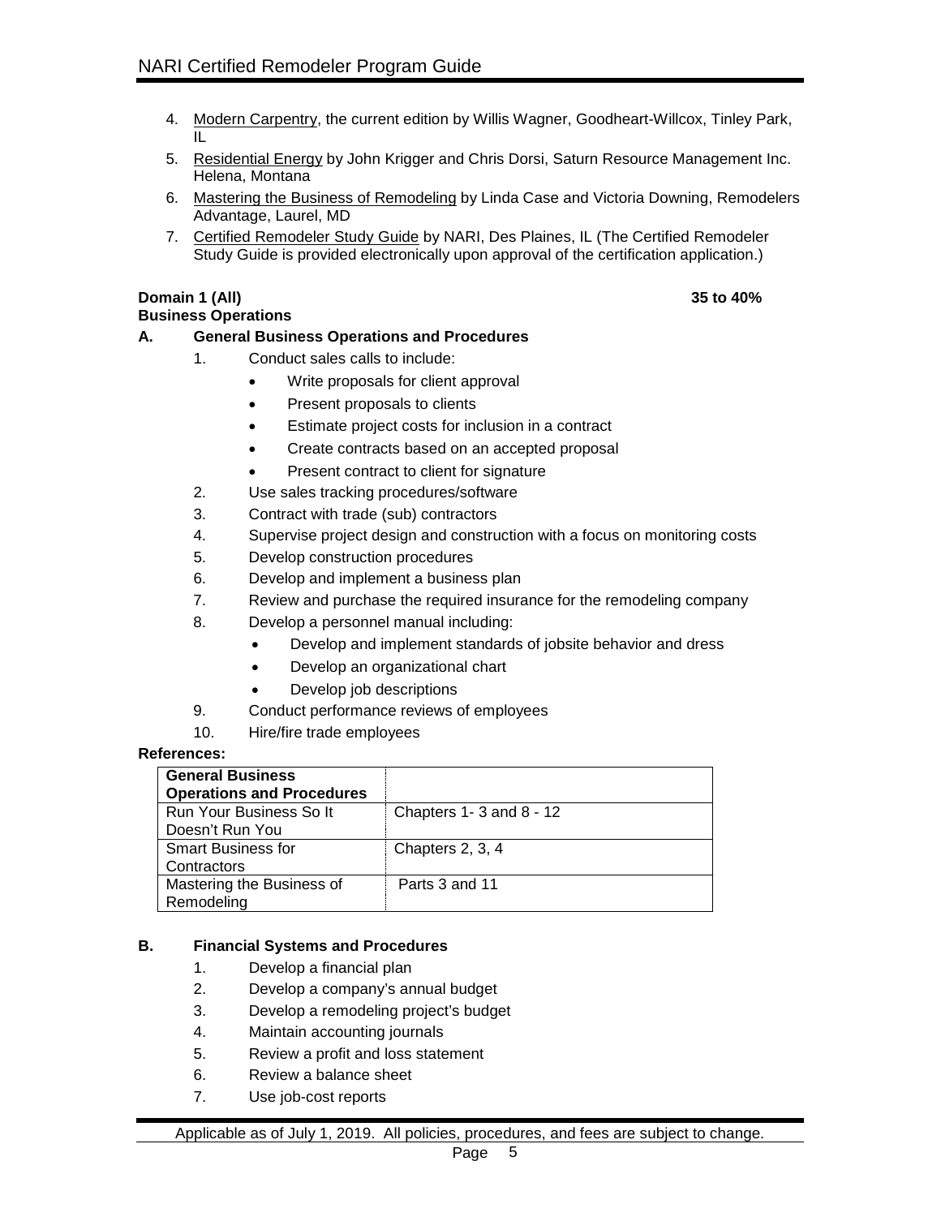4. Modern Carpentry, the current edition by Willis Wagner, Goodheart-Willcox, Tinley Park, IL
5. Residential Energy by John Krigger and Chris Dorsi, Saturn Resource Management Inc. Helena, Montana
6. Mastering the Business of Remodeling by Linda Case and Victoria Downing, Remodelers Advantage, Laurel, MD
7. Certified Remodeler Study Guide by NARI, Des Plaines, IL (The Certified Remodeler Study Guide is provided electronically upon approval of the certification application.)

**Domain 1 (All)** **35 to 40%**
**Business Operations**

**A. General Business Operations and Procedures**

1. Conduct sales calls to include:
   - Write proposals for client approval
   - Present proposals to clients
   - Estimate project costs for inclusion in a contract
   - Create contracts based on an accepted proposal
   - Present contract to client for signature
2. Use sales tracking procedures/software
3. Contract with trade (sub) contractors
4. Supervise project design and construction with a focus on monitoring costs
5. Develop construction procedures
6. Develop and implement a business plan
7. Review and purchase the required insurance for the remodeling company
8. Develop a personnel manual including:
   - Develop and implement standards of jobsite behavior and dress
   - Develop an organizational chart
   - Develop job descriptions
9. Conduct performance reviews of employees
10. Hire/fire trade employees

**References:**

| General Business Operations and Procedures | |
|---|---|
| Run Your Business So It Doesn't Run You | Chapters 1- 3 and 8 - 12 |
| Smart Business for Contractors | Chapters 2, 3, 4 |
| Mastering the Business of Remodeling | Parts 3 and 11 |

**B. Financial Systems and Procedures**

1. Develop a financial plan
2. Develop a company's annual budget
3. Develop a remodeling project's budget
4. Maintain accounting journals
5. Review a profit and loss statement
6. Review a balance sheet
7. Use job-cost reports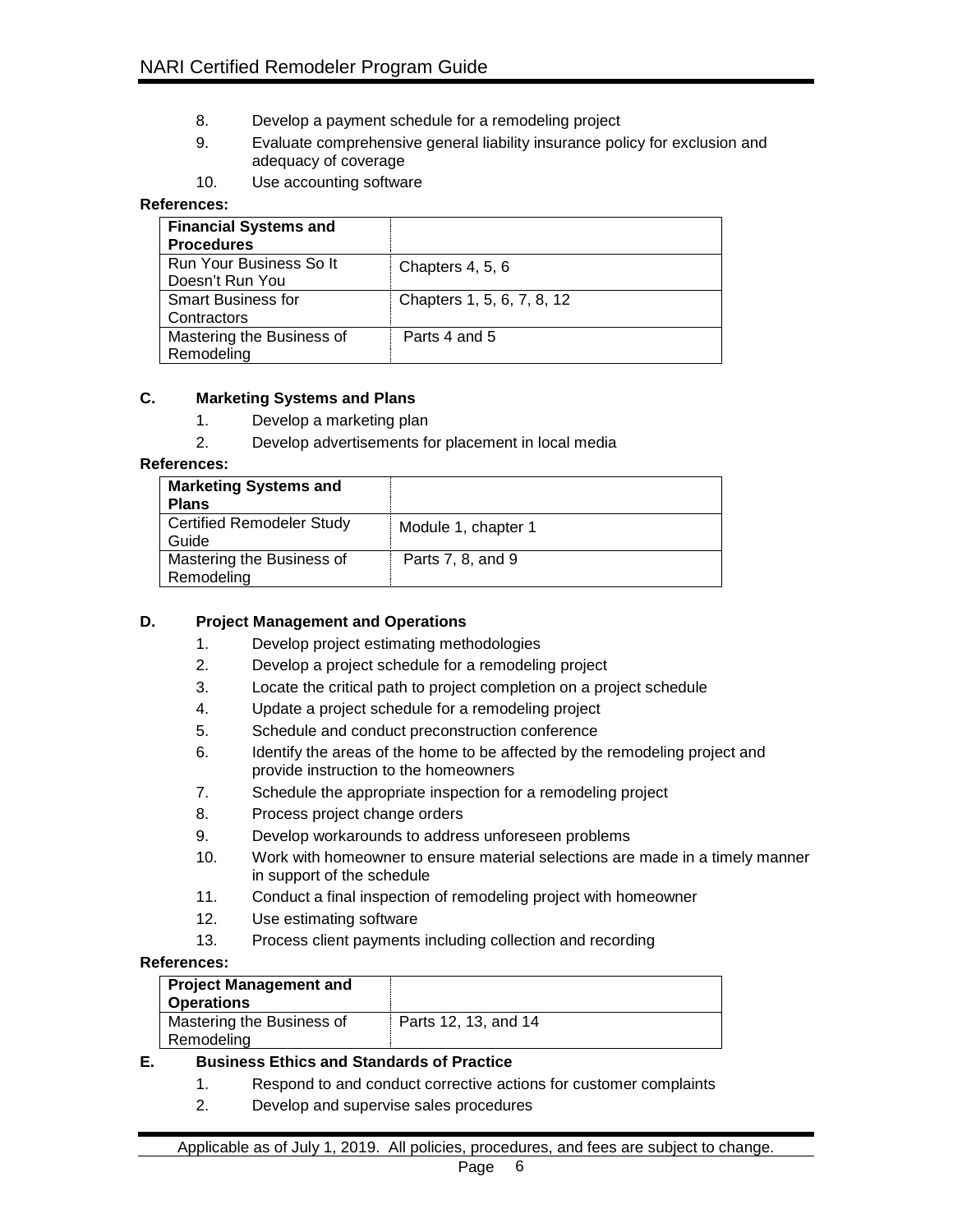8. Develop a payment schedule for a remodeling project
9. Evaluate comprehensive general liability insurance policy for exclusion and adequacy of coverage
10. Use accounting software

**References:**

| **Financial Systems and Procedures** | |
|---|---|
| Run Your Business So It Doesn't Run You | Chapters 4, 5, 6 |
| Smart Business for Contractors | Chapters 1, 5, 6, 7, 8, 12 |
| Mastering the Business of Remodeling | Parts 4 and 5 |

### C. Marketing Systems and Plans

1. Develop a marketing plan
2. Develop advertisements for placement in local media

**References:**

| **Marketing Systems and Plans** | |
|---|---|
| Certified Remodeler Study Guide | Module 1, chapter 1 |
| Mastering the Business of Remodeling | Parts 7, 8, and 9 |

### D. Project Management and Operations

1. Develop project estimating methodologies
2. Develop a project schedule for a remodeling project
3. Locate the critical path to project completion on a project schedule
4. Update a project schedule for a remodeling project
5. Schedule and conduct preconstruction conference
6. Identify the areas of the home to be affected by the remodeling project and provide instruction to the homeowners
7. Schedule the appropriate inspection for a remodeling project
8. Process project change orders
9. Develop workarounds to address unforeseen problems
10. Work with homeowner to ensure material selections are made in a timely manner in support of the schedule
11. Conduct a final inspection of remodeling project with homeowner
12. Use estimating software
13. Process client payments including collection and recording

**References:**

| **Project Management and Operations** | |
|---|---|
| Mastering the Business of Remodeling | Parts 12, 13, and 14 |

### E. Business Ethics and Standards of Practice

1. Respond to and conduct corrective actions for customer complaints
2. Develop and supervise sales procedures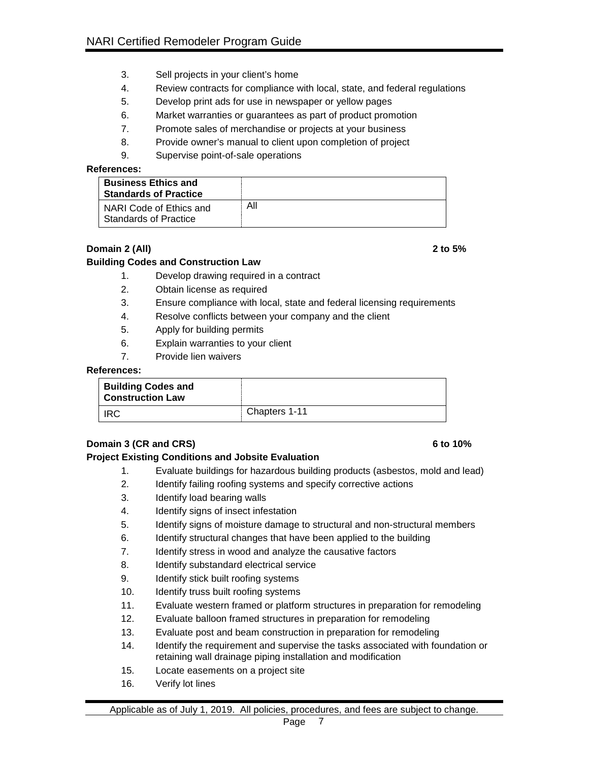3. Sell projects in your client's home
4. Review contracts for compliance with local, state, and federal regulations
5. Develop print ads for use in newspaper or yellow pages
6. Market warranties or guarantees as part of product promotion
7. Promote sales of merchandise or projects at your business
8. Provide owner's manual to client upon completion of project
9. Supervise point-of-sale operations

**References:**

| **Business Ethics and Standards of Practice** | |
|---|---|
| NARI Code of Ethics and Standards of Practice | All |

**Domain 2 (All)** **2 to 5%**

**Building Codes and Construction Law**

1. Develop drawing required in a contract
2. Obtain license as required
3. Ensure compliance with local, state and federal licensing requirements
4. Resolve conflicts between your company and the client
5. Apply for building permits
6. Explain warranties to your client
7. Provide lien waivers

**References:**

| **Building Codes and Construction Law** | |
|---|---|
| IRC | Chapters 1-11 |

**Domain 3 (CR and CRS)** **6 to 10%**

**Project Existing Conditions and Jobsite Evaluation**

1. Evaluate buildings for hazardous building products (asbestos, mold and lead)
2. Identify failing roofing systems and specify corrective actions
3. Identify load bearing walls
4. Identify signs of insect infestation
5. Identify signs of moisture damage to structural and non-structural members
6. Identify structural changes that have been applied to the building
7. Identify stress in wood and analyze the causative factors
8. Identify substandard electrical service
9. Identify stick built roofing systems
10. Identify truss built roofing systems
11. Evaluate western framed or platform structures in preparation for remodeling
12. Evaluate balloon framed structures in preparation for remodeling
13. Evaluate post and beam construction in preparation for remodeling
14. Identify the requirement and supervise the tasks associated with foundation or retaining wall drainage piping installation and modification
15. Locate easements on a project site
16. Verify lot lines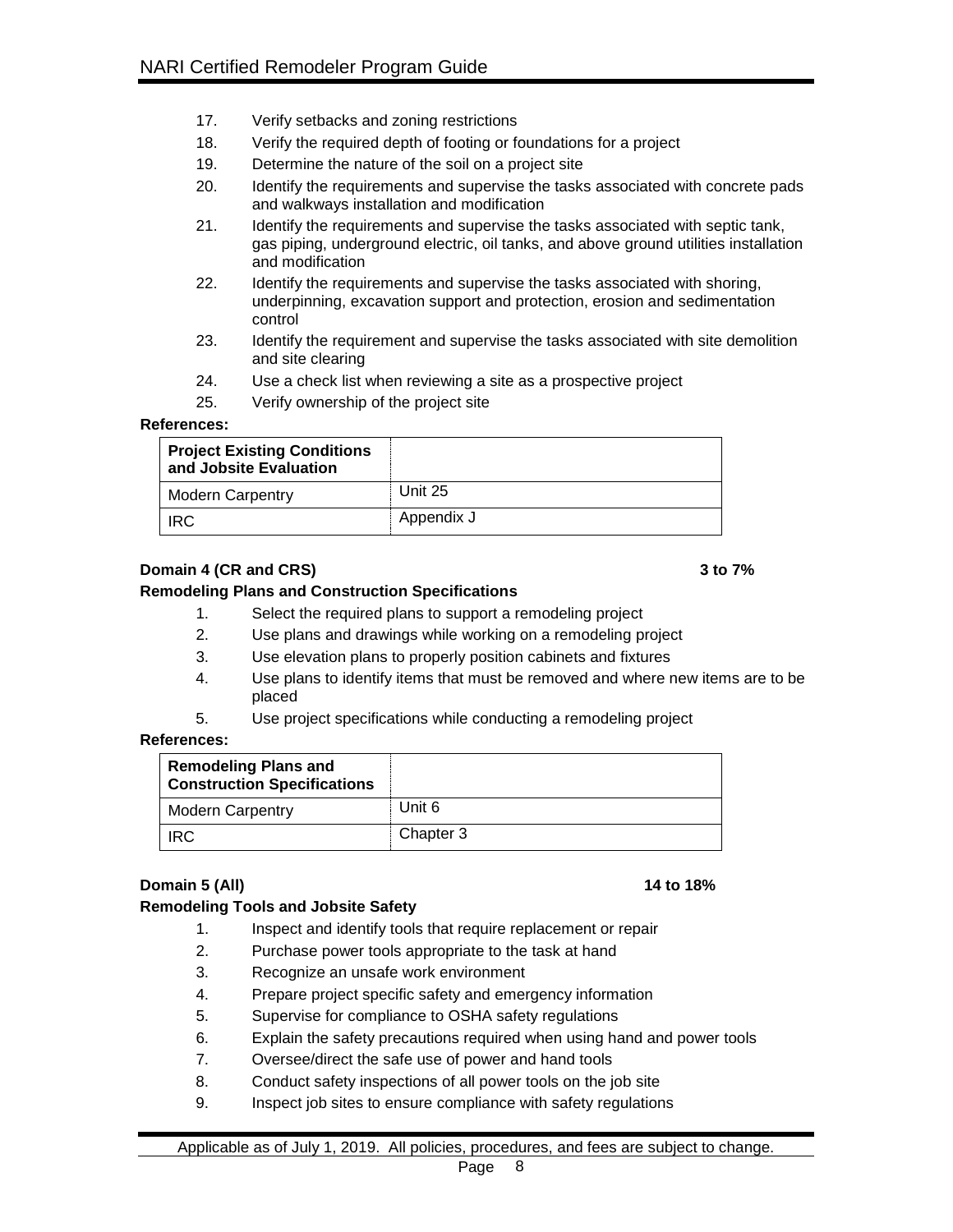17. Verify setbacks and zoning restrictions
18. Verify the required depth of footing or foundations for a project
19. Determine the nature of the soil on a project site
20. Identify the requirements and supervise the tasks associated with concrete pads and walkways installation and modification
21. Identify the requirements and supervise the tasks associated with septic tank, gas piping, underground electric, oil tanks, and above ground utilities installation and modification
22. Identify the requirements and supervise the tasks associated with shoring, underpinning, excavation support and protection, erosion and sedimentation control
23. Identify the requirement and supervise the tasks associated with site demolition and site clearing
24. Use a check list when reviewing a site as a prospective project
25. Verify ownership of the project site

**References:**

| **Project Existing Conditions and Jobsite Evaluation** | |
|---|---|
| Modern Carpentry | Unit 25 |
| IRC | Appendix J |

**Domain 4 (CR and CRS)** **3 to 7%**

**Remodeling Plans and Construction Specifications**

1. Select the required plans to support a remodeling project
2. Use plans and drawings while working on a remodeling project
3. Use elevation plans to properly position cabinets and fixtures
4. Use plans to identify items that must be removed and where new items are to be placed
5. Use project specifications while conducting a remodeling project

**References:**

| **Remodeling Plans and Construction Specifications** | |
|---|---|
| Modern Carpentry | Unit 6 |
| IRC | Chapter 3 |

**Domain 5 (All)** **14 to 18%**

**Remodeling Tools and Jobsite Safety**

1. Inspect and identify tools that require replacement or repair
2. Purchase power tools appropriate to the task at hand
3. Recognize an unsafe work environment
4. Prepare project specific safety and emergency information
5. Supervise for compliance to OSHA safety regulations
6. Explain the safety precautions required when using hand and power tools
7. Oversee/direct the safe use of power and hand tools
8. Conduct safety inspections of all power tools on the job site
9. Inspect job sites to ensure compliance with safety regulations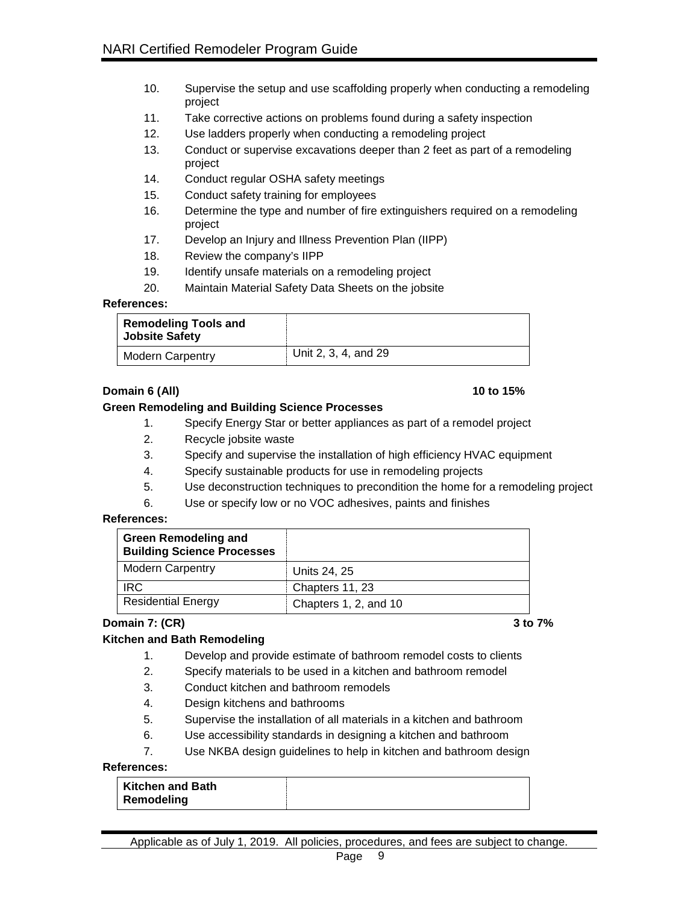10. Supervise the setup and use scaffolding properly when conducting a remodeling project
11. Take corrective actions on problems found during a safety inspection
12. Use ladders properly when conducting a remodeling project
13. Conduct or supervise excavations deeper than 2 feet as part of a remodeling project
14. Conduct regular OSHA safety meetings
15. Conduct safety training for employees
16. Determine the type and number of fire extinguishers required on a remodeling project
17. Develop an Injury and Illness Prevention Plan (IIPP)
18. Review the company's IIPP
19. Identify unsafe materials on a remodeling project
20. Maintain Material Safety Data Sheets on the jobsite

**References:**

| **Remodeling Tools and Jobsite Safety** | |
|---|---|
| Modern Carpentry | Unit 2, 3, 4, and 29 |

**Domain 6 (All)** **10 to 15%**

**Green Remodeling and Building Science Processes**

1. Specify Energy Star or better appliances as part of a remodel project
2. Recycle jobsite waste
3. Specify and supervise the installation of high efficiency HVAC equipment
4. Specify sustainable products for use in remodeling projects
5. Use deconstruction techniques to precondition the home for a remodeling project
6. Use or specify low or no VOC adhesives, paints and finishes

**References:**

| **Green Remodeling and Building Science Processes** | |
|---|---|
| Modern Carpentry | Units 24, 25 |
| IRC | Chapters 11, 23 |
| Residential Energy | Chapters 1, 2, and 10 |

**Domain 7: (CR)** **3 to 7%**

**Kitchen and Bath Remodeling**

1. Develop and provide estimate of bathroom remodel costs to clients
2. Specify materials to be used in a kitchen and bathroom remodel
3. Conduct kitchen and bathroom remodels
4. Design kitchens and bathrooms
5. Supervise the installation of all materials in a kitchen and bathroom
6. Use accessibility standards in designing a kitchen and bathroom
7. Use NKBA design guidelines to help in kitchen and bathroom design

**References:**

| **Kitchen and Bath Remodeling** | |
|---|---|

Applicable as of July 1, 2019. All policies, procedures, and fees are subject to change.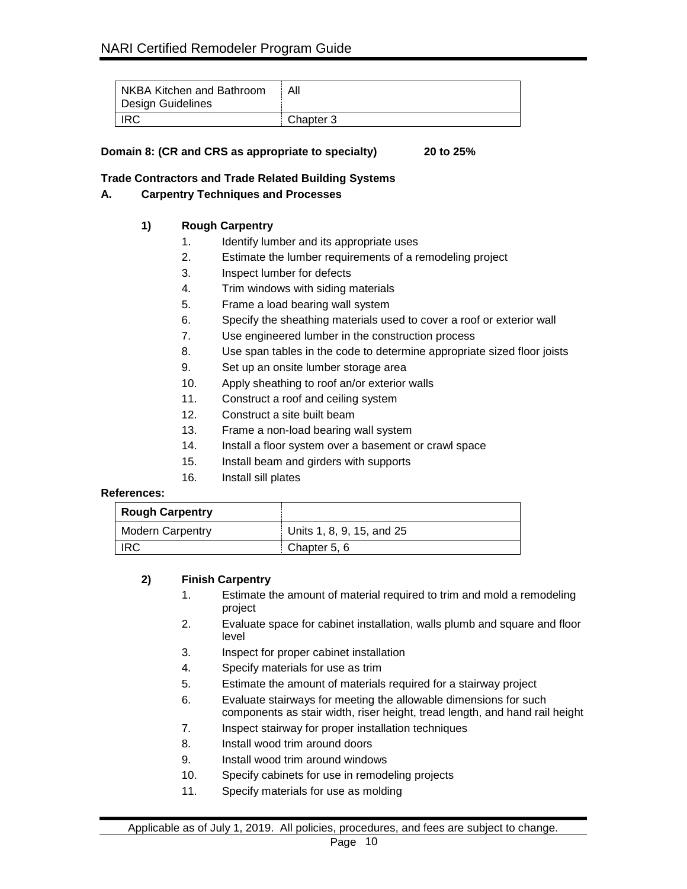| NKBA Kitchen and Bathroom Design Guidelines | All |
|---|---|
| IRC | Chapter 3 |

**Domain 8: (CR and CRS as appropriate to specialty) 20 to 25%**

**Trade Contractors and Trade Related Building Systems**

**A. Carpentry Techniques and Processes**

**1) Rough Carpentry**

1. Identify lumber and its appropriate uses
2. Estimate the lumber requirements of a remodeling project
3. Inspect lumber for defects
4. Trim windows with siding materials
5. Frame a load bearing wall system
6. Specify the sheathing materials used to cover a roof or exterior wall
7. Use engineered lumber in the construction process
8. Use span tables in the code to determine appropriate sized floor joists
9. Set up an onsite lumber storage area
10. Apply sheathing to roof an/or exterior walls
11. Construct a roof and ceiling system
12. Construct a site built beam
13. Frame a non-load bearing wall system
14. Install a floor system over a basement or crawl space
15. Install beam and girders with supports
16. Install sill plates

**References:**

| **Rough Carpentry** | |
|---|---|
| Modern Carpentry | Units 1, 8, 9, 15, and 25 |
| IRC | Chapter 5, 6 |

**2) Finish Carpentry**

1. Estimate the amount of material required to trim and mold a remodeling project
2. Evaluate space for cabinet installation, walls plumb and square and floor level
3. Inspect for proper cabinet installation
4. Specify materials for use as trim
5. Estimate the amount of materials required for a stairway project
6. Evaluate stairways for meeting the allowable dimensions for such components as stair width, riser height, tread length, and hand rail height
7. Inspect stairway for proper installation techniques
8. Install wood trim around doors
9. Install wood trim around windows
10. Specify cabinets for use in remodeling projects
11. Specify materials for use as molding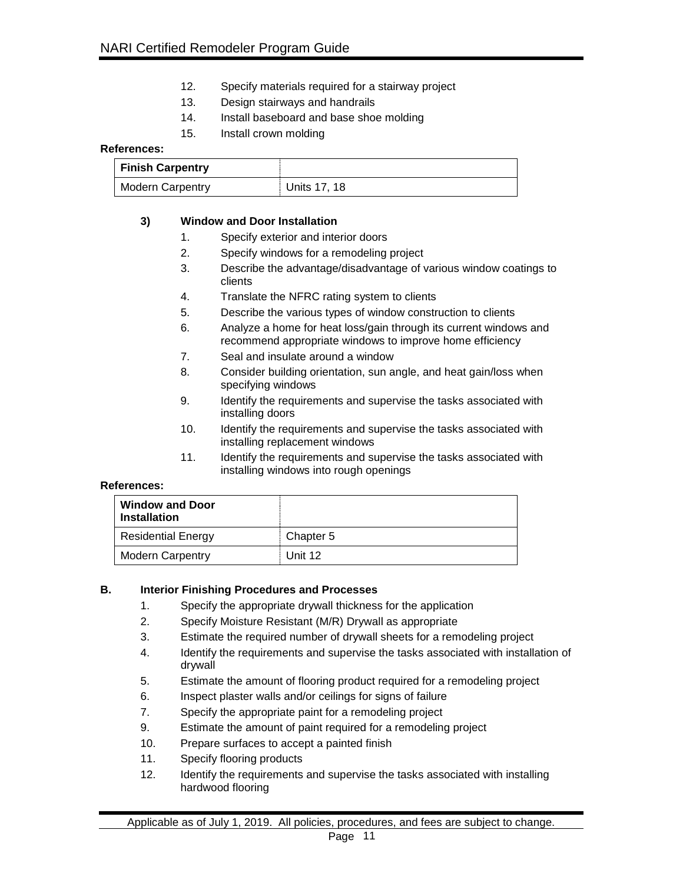12. Specify materials required for a stairway project
13. Design stairways and handrails
14. Install baseboard and base shoe molding
15. Install crown molding

**References:**

| **Finish Carpentry** | |
|---|---|
| Modern Carpentry | Units 17, 18 |

### 3) Window and Door Installation

1. Specify exterior and interior doors
2. Specify windows for a remodeling project
3. Describe the advantage/disadvantage of various window coatings to clients
4. Translate the NFRC rating system to clients
5. Describe the various types of window construction to clients
6. Analyze a home for heat loss/gain through its current windows and recommend appropriate windows to improve home efficiency
7. Seal and insulate around a window
8. Consider building orientation, sun angle, and heat gain/loss when specifying windows
9. Identify the requirements and supervise the tasks associated with installing doors
10. Identify the requirements and supervise the tasks associated with installing replacement windows
11. Identify the requirements and supervise the tasks associated with installing windows into rough openings

**References:**

| **Window and Door Installation** | |
|---|---|
| Residential Energy | Chapter 5 |
| Modern Carpentry | Unit 12 |

## B. Interior Finishing Procedures and Processes

1. Specify the appropriate drywall thickness for the application
2. Specify Moisture Resistant (M/R) Drywall as appropriate
3. Estimate the required number of drywall sheets for a remodeling project
4. Identify the requirements and supervise the tasks associated with installation of drywall
5. Estimate the amount of flooring product required for a remodeling project
6. Inspect plaster walls and/or ceilings for signs of failure
7. Specify the appropriate paint for a remodeling project
9. Estimate the amount of paint required for a remodeling project
10. Prepare surfaces to accept a painted finish
11. Specify flooring products
12. Identify the requirements and supervise the tasks associated with installing hardwood flooring

Applicable as of July 1, 2019. All policies, procedures, and fees are subject to change.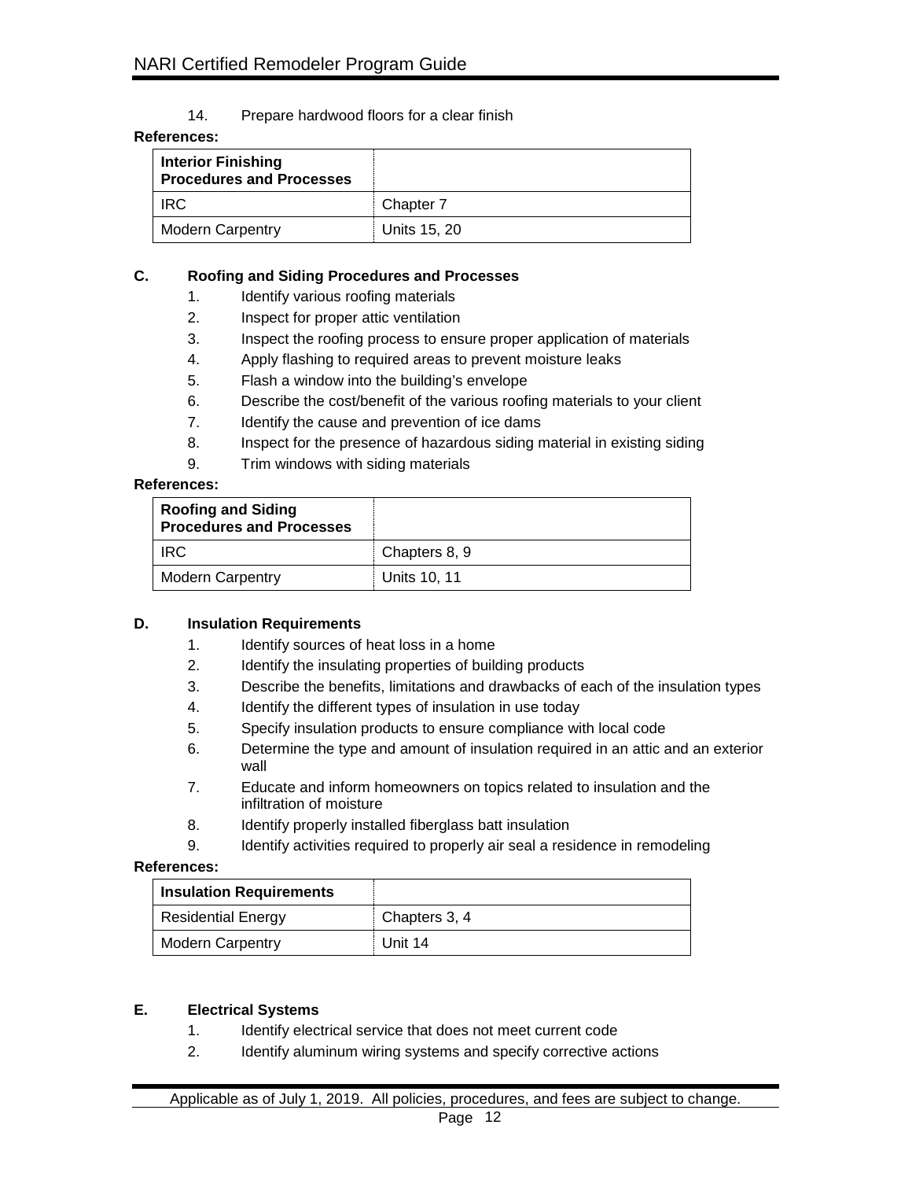14. Prepare hardwood floors for a clear finish

**References:**

| **Interior Finishing Procedures and Processes** | |
|---|---|
| IRC | Chapter 7 |
| Modern Carpentry | Units 15, 20 |

**C. Roofing and Siding Procedures and Processes**

1. Identify various roofing materials
2. Inspect for proper attic ventilation
3. Inspect the roofing process to ensure proper application of materials
4. Apply flashing to required areas to prevent moisture leaks
5. Flash a window into the building's envelope
6. Describe the cost/benefit of the various roofing materials to your client
7. Identify the cause and prevention of ice dams
8. Inspect for the presence of hazardous siding material in existing siding
9. Trim windows with siding materials

**References:**

| **Roofing and Siding Procedures and Processes** | |
|---|---|
| IRC | Chapters 8, 9 |
| Modern Carpentry | Units 10, 11 |

**D. Insulation Requirements**

1. Identify sources of heat loss in a home
2. Identify the insulating properties of building products
3. Describe the benefits, limitations and drawbacks of each of the insulation types
4. Identify the different types of insulation in use today
5. Specify insulation products to ensure compliance with local code
6. Determine the type and amount of insulation required in an attic and an exterior wall
7. Educate and inform homeowners on topics related to insulation and the infiltration of moisture
8. Identify properly installed fiberglass batt insulation
9. Identify activities required to properly air seal a residence in remodeling

**References:**

| **Insulation Requirements** | |
|---|---|
| Residential Energy | Chapters 3, 4 |
| Modern Carpentry | Unit 14 |

**E. Electrical Systems**

1. Identify electrical service that does not meet current code
2. Identify aluminum wiring systems and specify corrective actions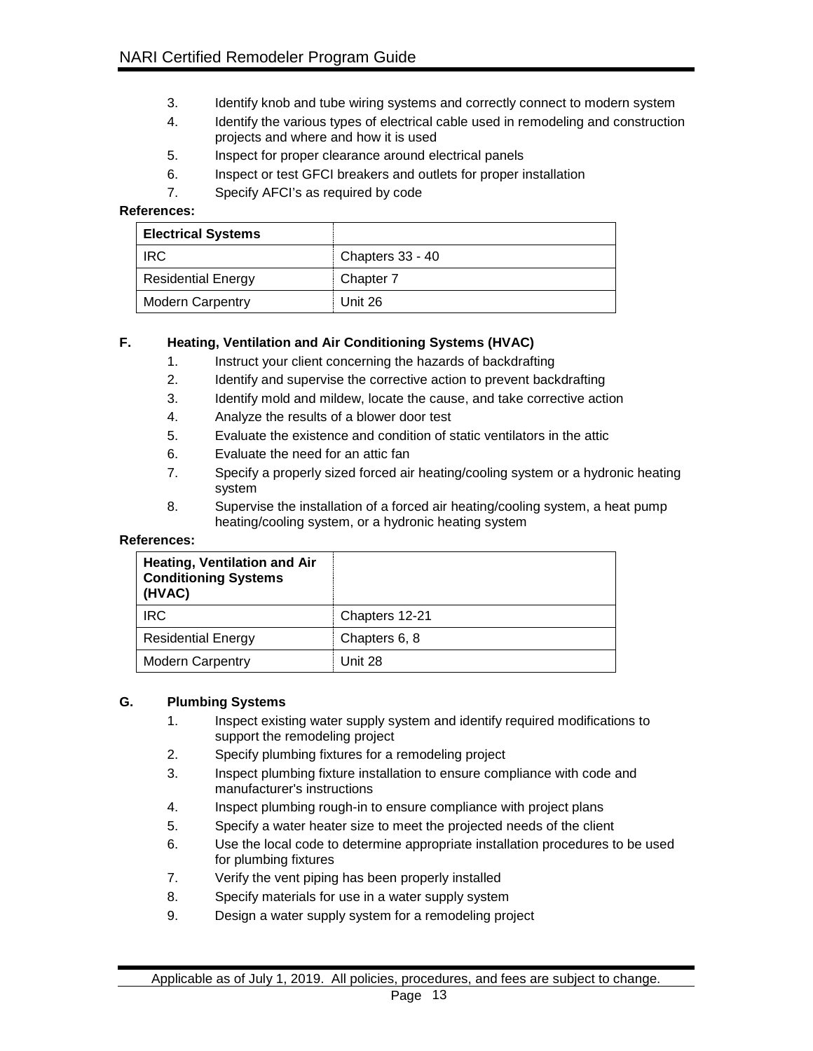3. Identify knob and tube wiring systems and correctly connect to modern system
4. Identify the various types of electrical cable used in remodeling and construction projects and where and how it is used
5. Inspect for proper clearance around electrical panels
6. Inspect or test GFCI breakers and outlets for proper installation
7. Specify AFCI's as required by code

**References:**

| **Electrical Systems** | |
|---|---|
| IRC | Chapters 33 - 40 |
| Residential Energy | Chapter 7 |
| Modern Carpentry | Unit 26 |

### F. Heating, Ventilation and Air Conditioning Systems (HVAC)

1. Instruct your client concerning the hazards of backdrafting
2. Identify and supervise the corrective action to prevent backdrafting
3. Identify mold and mildew, locate the cause, and take corrective action
4. Analyze the results of a blower door test
5. Evaluate the existence and condition of static ventilators in the attic
6. Evaluate the need for an attic fan
7. Specify a properly sized forced air heating/cooling system or a hydronic heating system
8. Supervise the installation of a forced air heating/cooling system, a heat pump heating/cooling system, or a hydronic heating system

**References:**

| **Heating, Ventilation and Air Conditioning Systems (HVAC)** | |
|---|---|
| IRC | Chapters 12-21 |
| Residential Energy | Chapters 6, 8 |
| Modern Carpentry | Unit 28 |

### G. Plumbing Systems

1. Inspect existing water supply system and identify required modifications to support the remodeling project
2. Specify plumbing fixtures for a remodeling project
3. Inspect plumbing fixture installation to ensure compliance with code and manufacturer's instructions
4. Inspect plumbing rough-in to ensure compliance with project plans
5. Specify a water heater size to meet the projected needs of the client
6. Use the local code to determine appropriate installation procedures to be used for plumbing fixtures
7. Verify the vent piping has been properly installed
8. Specify materials for use in a water supply system
9. Design a water supply system for a remodeling project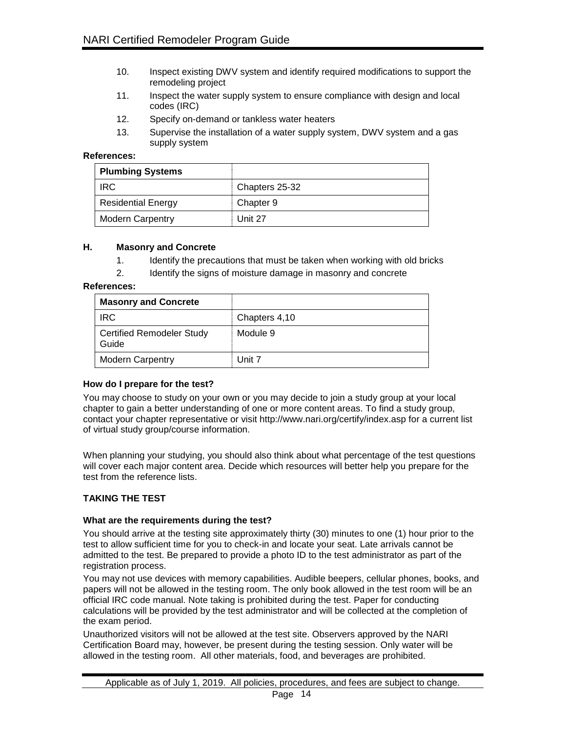10. Inspect existing DWV system and identify required modifications to support the remodeling project
11. Inspect the water supply system to ensure compliance with design and local codes (IRC)
12. Specify on-demand or tankless water heaters
13. Supervise the installation of a water supply system, DWV system and a gas supply system

**References:**

| **Plumbing Systems** | |
|---|---|
| IRC | Chapters 25-32 |
| Residential Energy | Chapter 9 |
| Modern Carpentry | Unit 27 |

**H. Masonry and Concrete**

1. Identify the precautions that must be taken when working with old bricks
2. Identify the signs of moisture damage in masonry and concrete

**References:**

| **Masonry and Concrete** | |
|---|---|
| IRC | Chapters 4,10 |
| Certified Remodeler Study Guide | Module 9 |
| Modern Carpentry | Unit 7 |

**How do I prepare for the test?**

You may choose to study on your own or you may decide to join a study group at your local chapter to gain a better understanding of one or more content areas. To find a study group, contact your chapter representative or visit http://www.nari.org/certify/index.asp for a current list of virtual study group/course information.

When planning your studying, you should also think about what percentage of the test questions will cover each major content area. Decide which resources will better help you prepare for the test from the reference lists.

## TAKING THE TEST

**What are the requirements during the test?**

You should arrive at the testing site approximately thirty (30) minutes to one (1) hour prior to the test to allow sufficient time for you to check-in and locate your seat. Late arrivals cannot be admitted to the test. Be prepared to provide a photo ID to the test administrator as part of the registration process.

You may not use devices with memory capabilities. Audible beepers, cellular phones, books, and papers will not be allowed in the testing room. The only book allowed in the test room will be an official IRC code manual. Note taking is prohibited during the test. Paper for conducting calculations will be provided by the test administrator and will be collected at the completion of the exam period.

Unauthorized visitors will not be allowed at the test site. Observers approved by the NARI Certification Board may, however, be present during the testing session. Only water will be allowed in the testing room. All other materials, food, and beverages are prohibited.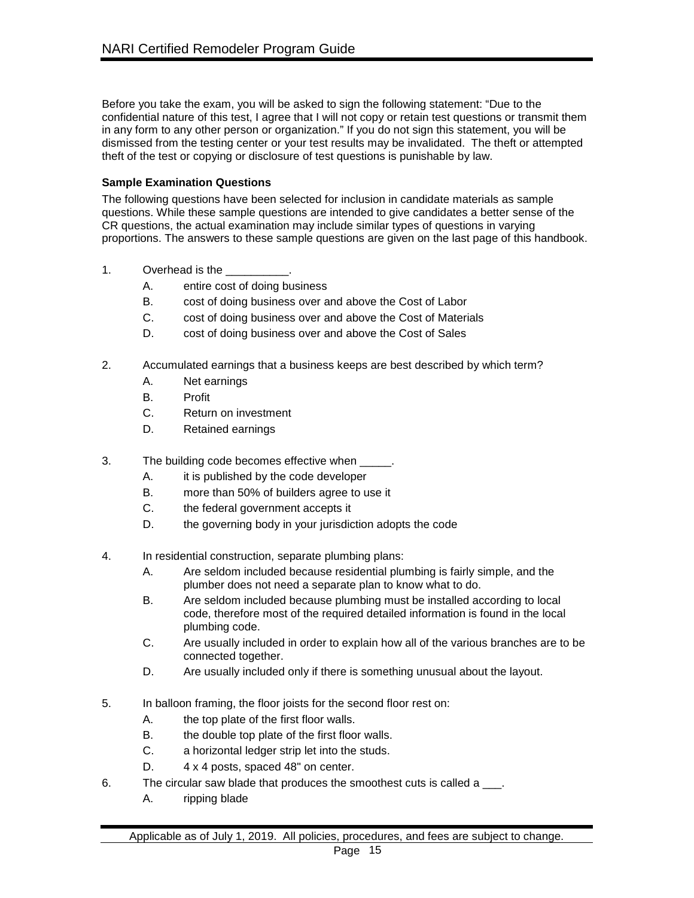Before you take the exam, you will be asked to sign the following statement: “Due to the confidential nature of this test, I agree that I will not copy or retain test questions or transmit them in any form to any other person or organization.” If you do not sign this statement, you will be dismissed from the testing center or your test results may be invalidated. The theft or attempted theft of the test or copying or disclosure of test questions is punishable by law.

**Sample Examination Questions**

The following questions have been selected for inclusion in candidate materials as sample questions. While these sample questions are intended to give candidates a better sense of the CR questions, the actual examination may include similar types of questions in varying proportions. The answers to these sample questions are given on the last page of this handbook.

1. Overhead is the __________.
   - A. entire cost of doing business
   - B. cost of doing business over and above the Cost of Labor
   - C. cost of doing business over and above the Cost of Materials
   - D. cost of doing business over and above the Cost of Sales

2. Accumulated earnings that a business keeps are best described by which term?
   - A. Net earnings
   - B. Profit
   - C. Return on investment
   - D. Retained earnings

3. The building code becomes effective when _____.
   - A. it is published by the code developer
   - B. more than 50% of builders agree to use it
   - C. the federal government accepts it
   - D. the governing body in your jurisdiction adopts the code

4. In residential construction, separate plumbing plans:
   - A. Are seldom included because residential plumbing is fairly simple, and the plumber does not need a separate plan to know what to do.
   - B. Are seldom included because plumbing must be installed according to local code, therefore most of the required detailed information is found in the local plumbing code.
   - C. Are usually included in order to explain how all of the various branches are to be connected together.
   - D. Are usually included only if there is something unusual about the layout.

5. In balloon framing, the floor joists for the second floor rest on:
   - A. the top plate of the first floor walls.
   - B. the double top plate of the first floor walls.
   - C. a horizontal ledger strip let into the studs.
   - D. 4 x 4 posts, spaced 48" on center.

6. The circular saw blade that produces the smoothest cuts is called a ___.
   - A. ripping blade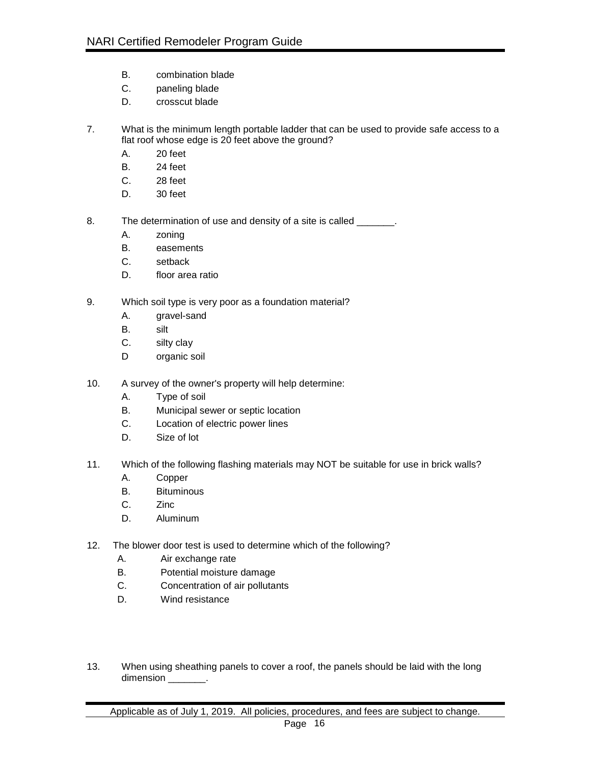B. combination blade
   C. paneling blade
   D. crosscut blade

7. What is the minimum length portable ladder that can be used to provide safe access to a flat roof whose edge is 20 feet above the ground?
   A. 20 feet
   B. 24 feet
   C. 28 feet
   D. 30 feet

8. The determination of use and density of a site is called _______.
   A. zoning
   B. easements
   C. setback
   D. floor area ratio

9. Which soil type is very poor as a foundation material?
   A. gravel-sand
   B. silt
   C. silty clay
   D organic soil

10. A survey of the owner's property will help determine:
   A. Type of soil
   B. Municipal sewer or septic location
   C. Location of electric power lines
   D. Size of lot

11. Which of the following flashing materials may NOT be suitable for use in brick walls?
   A. Copper
   B. Bituminous
   C. Zinc
   D. Aluminum

12. The blower door test is used to determine which of the following?
   A. Air exchange rate
   B. Potential moisture damage
   C. Concentration of air pollutants
   D. Wind resistance

13. When using sheathing panels to cover a roof, the panels should be laid with the long dimension _______.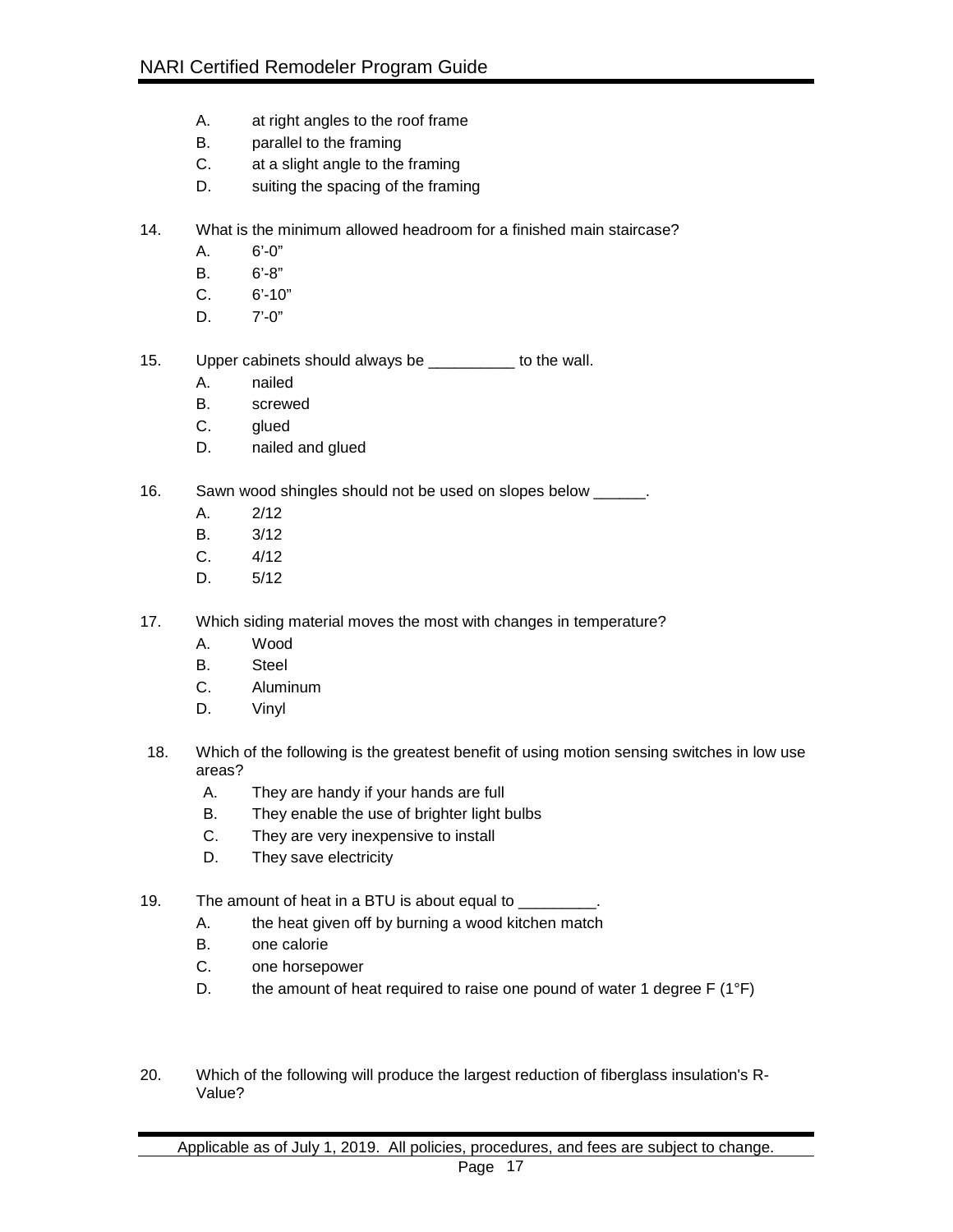A. at right angles to the roof frame
B. parallel to the framing
C. at a slight angle to the framing
D. suiting the spacing of the framing

14. What is the minimum allowed headroom for a finished main staircase?
    A. 6’-0”
    B. 6’-8”
    C. 6’-10”
    D. 7’-0”

15. Upper cabinets should always be __________ to the wall.
    A. nailed
    B. screwed
    C. glued
    D. nailed and glued

16. Sawn wood shingles should not be used on slopes below ______.
    A. 2/12
    B. 3/12
    C. 4/12
    D. 5/12

17. Which siding material moves the most with changes in temperature?
    A. Wood
    B. Steel
    C. Aluminum
    D. Vinyl

18. Which of the following is the greatest benefit of using motion sensing switches in low use areas?
    A. They are handy if your hands are full
    B. They enable the use of brighter light bulbs
    C. They are very inexpensive to install
    D. They save electricity

19. The amount of heat in a BTU is about equal to _________.
    A. the heat given off by burning a wood kitchen match
    B. one calorie
    C. one horsepower
    D. the amount of heat required to raise one pound of water 1 degree F (1°F)

20. Which of the following will produce the largest reduction of fiberglass insulation's R-Value?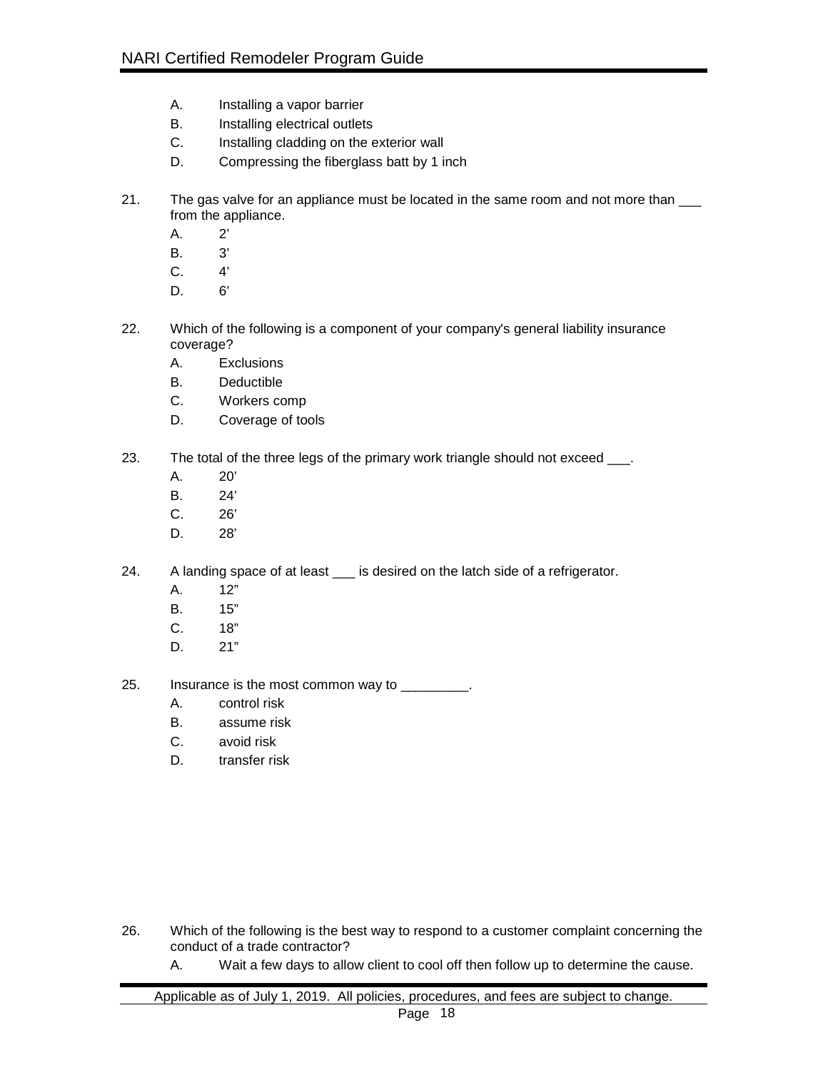A. Installing a vapor barrier
B. Installing electrical outlets
C. Installing cladding on the exterior wall
D. Compressing the fiberglass batt by 1 inch

21. The gas valve for an appliance must be located in the same room and not more than ___ from the appliance.
    A. 2'
    B. 3'
    C. 4'
    D. 6'

22. Which of the following is a component of your company's general liability insurance coverage?
    A. Exclusions
    B. Deductible
    C. Workers comp
    D. Coverage of tools

23. The total of the three legs of the primary work triangle should not exceed ___.
    A. 20'
    B. 24'
    C. 26'
    D. 28'

24. A landing space of at least ___ is desired on the latch side of a refrigerator.
    A. 12"
    B. 15"
    C. 18"
    D. 21"

25. Insurance is the most common way to _________.
    A. control risk
    B. assume risk
    C. avoid risk
    D. transfer risk

26. Which of the following is the best way to respond to a customer complaint concerning the conduct of a trade contractor?
    A. Wait a few days to allow client to cool off then follow up to determine the cause.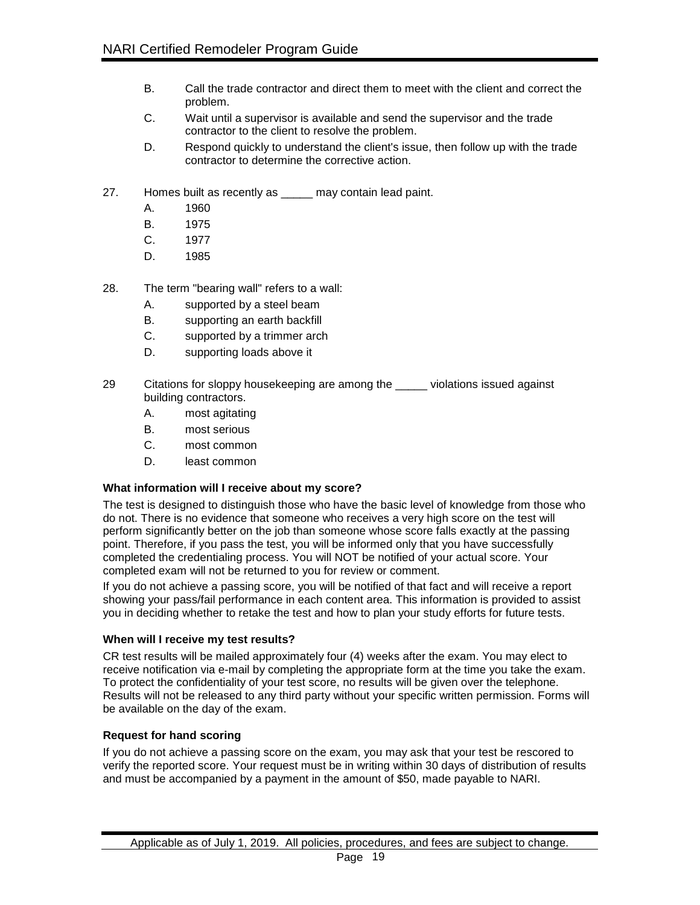B. Call the trade contractor and direct them to meet with the client and correct the problem.

C. Wait until a supervisor is available and send the supervisor and the trade contractor to the client to resolve the problem.

D. Respond quickly to understand the client's issue, then follow up with the trade contractor to determine the corrective action.

27. Homes built as recently as _____ may contain lead paint.

A. 1960

B. 1975

C. 1977

D. 1985

28. The term "bearing wall" refers to a wall:

A. supported by a steel beam

B. supporting an earth backfill

C. supported by a trimmer arch

D. supporting loads above it

29 Citations for sloppy housekeeping are among the _____ violations issued against building contractors.

A. most agitating

B. most serious

C. most common

D. least common

### What information will I receive about my score?

The test is designed to distinguish those who have the basic level of knowledge from those who do not. There is no evidence that someone who receives a very high score on the test will perform significantly better on the job than someone whose score falls exactly at the passing point. Therefore, if you pass the test, you will be informed only that you have successfully completed the credentialing process. You will NOT be notified of your actual score. Your completed exam will not be returned to you for review or comment.

If you do not achieve a passing score, you will be notified of that fact and will receive a report showing your pass/fail performance in each content area. This information is provided to assist you in deciding whether to retake the test and how to plan your study efforts for future tests.

### When will I receive my test results?

CR test results will be mailed approximately four (4) weeks after the exam. You may elect to receive notification via e-mail by completing the appropriate form at the time you take the exam. To protect the confidentiality of your test score, no results will be given over the telephone. Results will not be released to any third party without your specific written permission. Forms will be available on the day of the exam.

### Request for hand scoring

If you do not achieve a passing score on the exam, you may ask that your test be rescored to verify the reported score. Your request must be in writing within 30 days of distribution of results and must be accompanied by a payment in the amount of $50, made payable to NARI.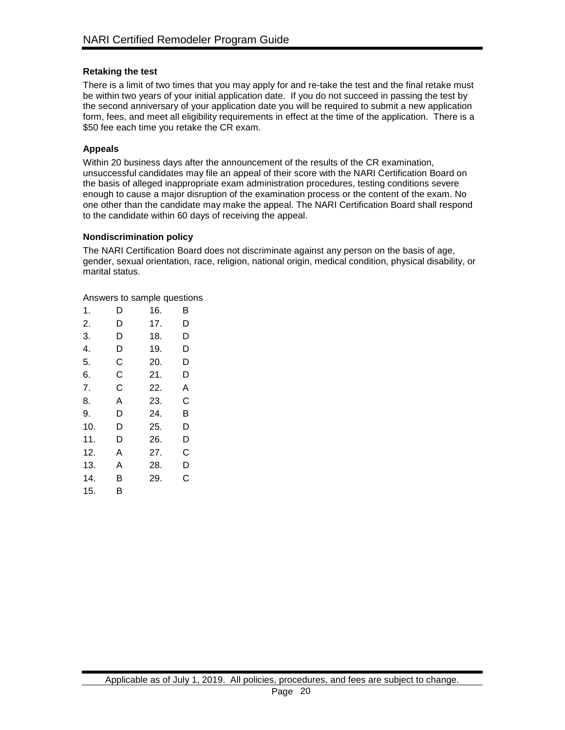### Retaking the test

There is a limit of two times that you may apply for and re-take the test and the final retake must be within two years of your initial application date. If you do not succeed in passing the test by the second anniversary of your application date you will be required to submit a new application form, fees, and meet all eligibility requirements in effect at the time of the application. There is a $50 fee each time you retake the CR exam.

### Appeals

Within 20 business days after the announcement of the results of the CR examination, unsuccessful candidates may file an appeal of their score with the NARI Certification Board on the basis of alleged inappropriate exam administration procedures, testing conditions severe enough to cause a major disruption of the examination process or the content of the exam. No one other than the candidate may make the appeal. The NARI Certification Board shall respond to the candidate within 60 days of receiving the appeal.

### Nondiscrimination policy

The NARI Certification Board does not discriminate against any person on the basis of age, gender, sexual orientation, race, religion, national origin, medical condition, physical disability, or marital status.

Answers to sample questions

| | | | |
|---|---|---|---|
| 1. | D | 16. | B |
| 2. | D | 17. | D |
| 3. | D | 18. | D |
| 4. | D | 19. | D |
| 5. | C | 20. | D |
| 6. | C | 21. | D |
| 7. | C | 22. | A |
| 8. | A | 23. | C |
| 9. | D | 24. | B |
| 10. | D | 25. | D |
| 11. | D | 26. | D |
| 12. | A | 27. | C |
| 13. | A | 28. | D |
| 14. | B | 29. | C |
| 15. | B | | |